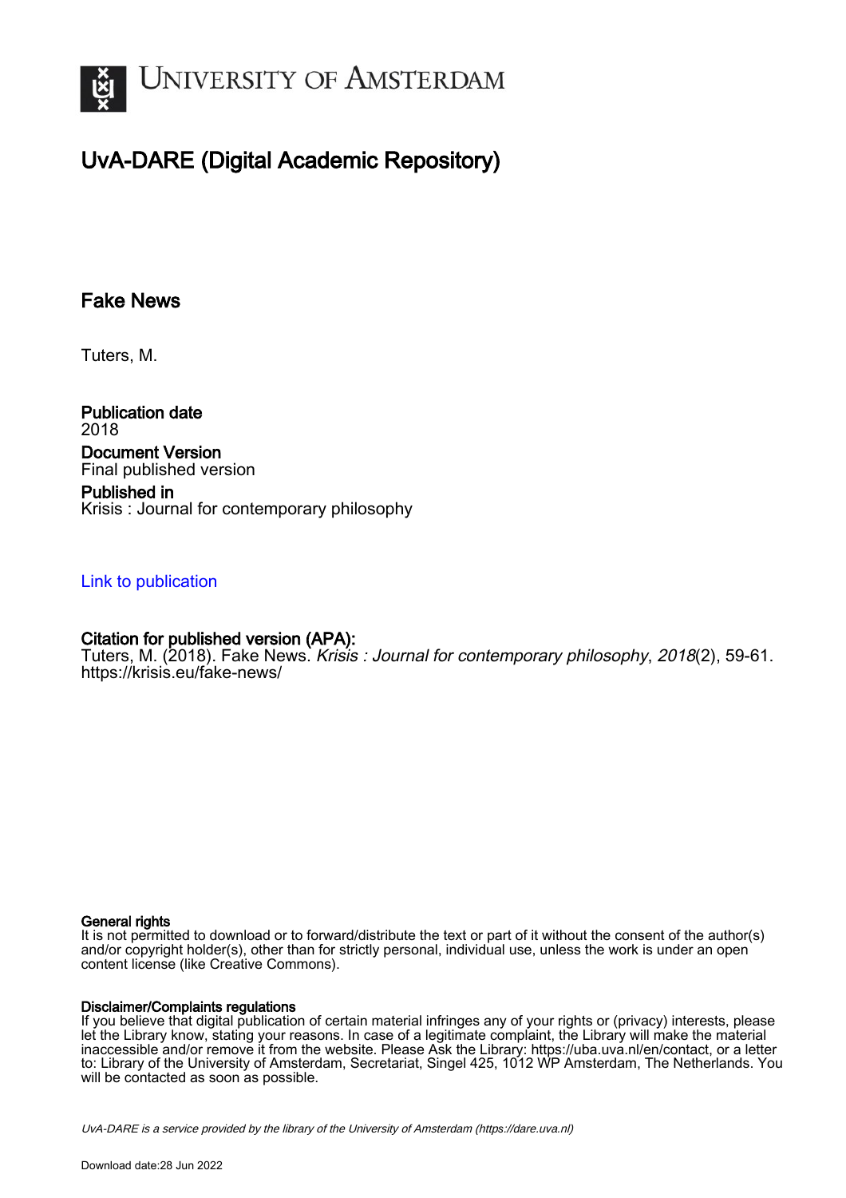# UNIVERSITY OF AMSTERDAM

## UvA-DARE (Digital Academic Repository)

### Fake News

Tuters, M.

**Publication date**
2018

**Document Version**
Final published version

**Published in**
Krisis : Journal for contemporary philosophy

Link to publication

**Citation for published version (APA):**
Tuters, M. (2018). Fake News. *Krisis : Journal for contemporary philosophy*, *2018*(2), 59-61. https://krisis.eu/fake-news/

**General rights**
It is not permitted to download or to forward/distribute the text or part of it without the consent of the author(s) and/or copyright holder(s), other than for strictly personal, individual use, unless the work is under an open content license (like Creative Commons).

**Disclaimer/Complaints regulations**
If you believe that digital publication of certain material infringes any of your rights or (privacy) interests, please let the Library know, stating your reasons. In case of a legitimate complaint, the Library will make the material inaccessible and/or remove it from the website. Please Ask the Library: https://uba.uva.nl/en/contact, or a letter to: Library of the University of Amsterdam, Secretariat, Singel 425, 1012 WP Amsterdam, The Netherlands. You will be contacted as soon as possible.

*UvA-DARE is a service provided by the library of the University of Amsterdam (https://dare.uva.nl)*

Download date:28 Jun 2022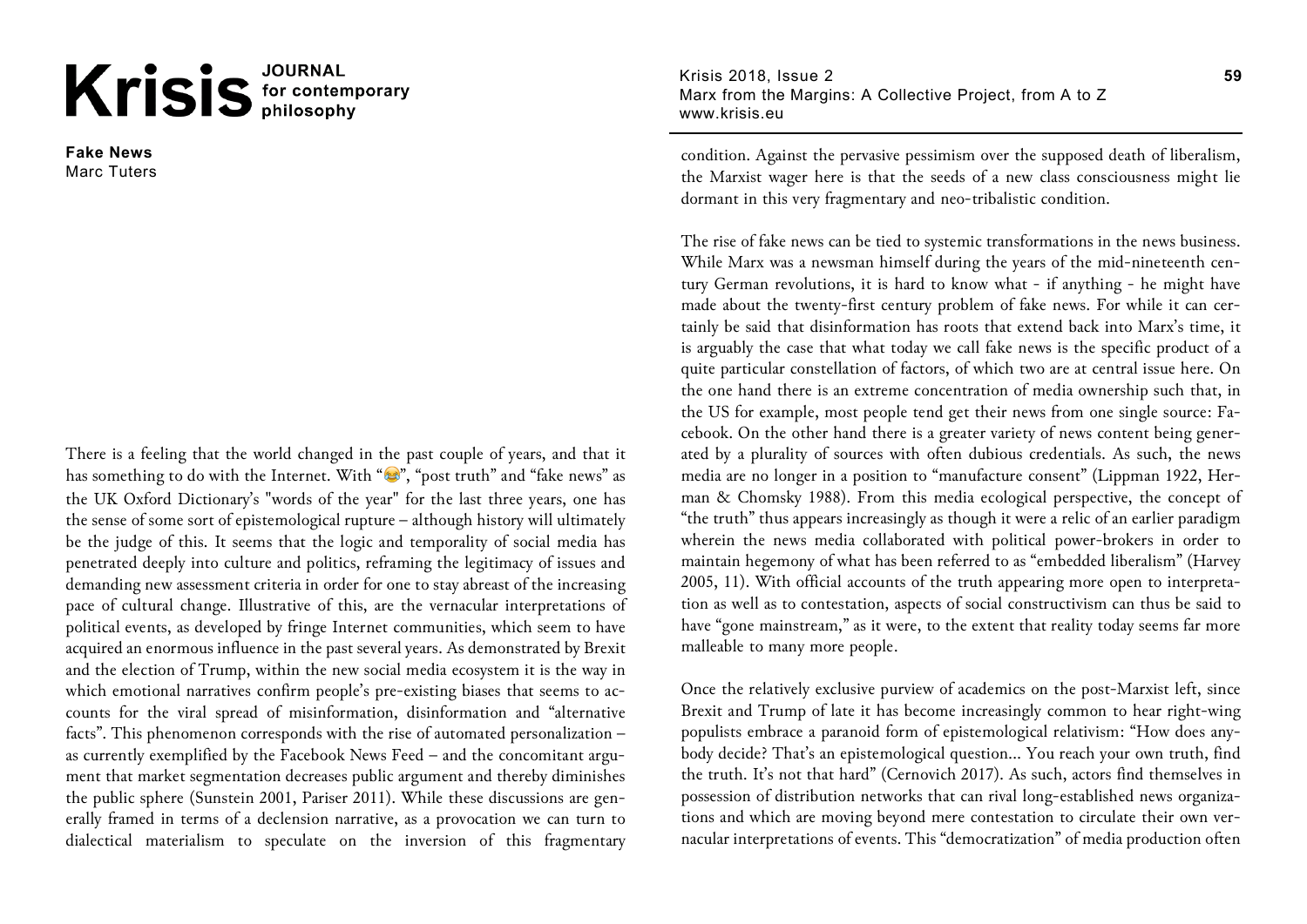**Fake News**
Marc Tuters

There is a feeling that the world changed in the past couple of years, and that it has something to do with the Internet. With "😂", "post truth" and "fake news" as the UK Oxford Dictionary's "words of the year" for the last three years, one has the sense of some sort of epistemological rupture – although history will ultimately be the judge of this. It seems that the logic and temporality of social media has penetrated deeply into culture and politics, reframing the legitimacy of issues and demanding new assessment criteria in order for one to stay abreast of the increasing pace of cultural change. Illustrative of this, are the vernacular interpretations of political events, as developed by fringe Internet communities, which seem to have acquired an enormous influence in the past several years. As demonstrated by Brexit and the election of Trump, within the new social media ecosystem it is the way in which emotional narratives confirm people's pre-existing biases that seems to accounts for the viral spread of misinformation, disinformation and "alternative facts". This phenomenon corresponds with the rise of automated personalization – as currently exemplified by the Facebook News Feed – and the concomitant argument that market segmentation decreases public argument and thereby diminishes the public sphere (Sunstein 2001, Pariser 2011). While these discussions are generally framed in terms of a declension narrative, as a provocation we can turn to dialectical materialism to speculate on the inversion of this fragmentary condition. Against the pervasive pessimism over the supposed death of liberalism, the Marxist wager here is that the seeds of a new class consciousness might lie dormant in this very fragmentary and neo-tribalistic condition.

The rise of fake news can be tied to systemic transformations in the news business. While Marx was a newsman himself during the years of the mid-nineteenth century German revolutions, it is hard to know what - if anything - he might have made about the twenty-first century problem of fake news. For while it can certainly be said that disinformation has roots that extend back into Marx's time, it is arguably the case that what today we call fake news is the specific product of a quite particular constellation of factors, of which two are at central issue here. On the one hand there is an extreme concentration of media ownership such that, in the US for example, most people tend get their news from one single source: Facebook. On the other hand there is a greater variety of news content being generated by a plurality of sources with often dubious credentials. As such, the news media are no longer in a position to "manufacture consent" (Lippman 1922, Herman & Chomsky 1988). From this media ecological perspective, the concept of "the truth" thus appears increasingly as though it were a relic of an earlier paradigm wherein the news media collaborated with political power-brokers in order to maintain hegemony of what has been referred to as "embedded liberalism" (Harvey 2005, 11). With official accounts of the truth appearing more open to interpretation as well as to contestation, aspects of social constructivism can thus be said to have "gone mainstream," as it were, to the extent that reality today seems far more malleable to many more people.

Once the relatively exclusive purview of academics on the post-Marxist left, since Brexit and Trump of late it has become increasingly common to hear right-wing populists embrace a paranoid form of epistemological relativism: "How does anybody decide? That's an epistemological question... You reach your own truth, find the truth. It's not that hard" (Cernovich 2017). As such, actors find themselves in possession of distribution networks that can rival long-established news organizations and which are moving beyond mere contestation to circulate their own vernacular interpretations of events. This "democratization" of media production often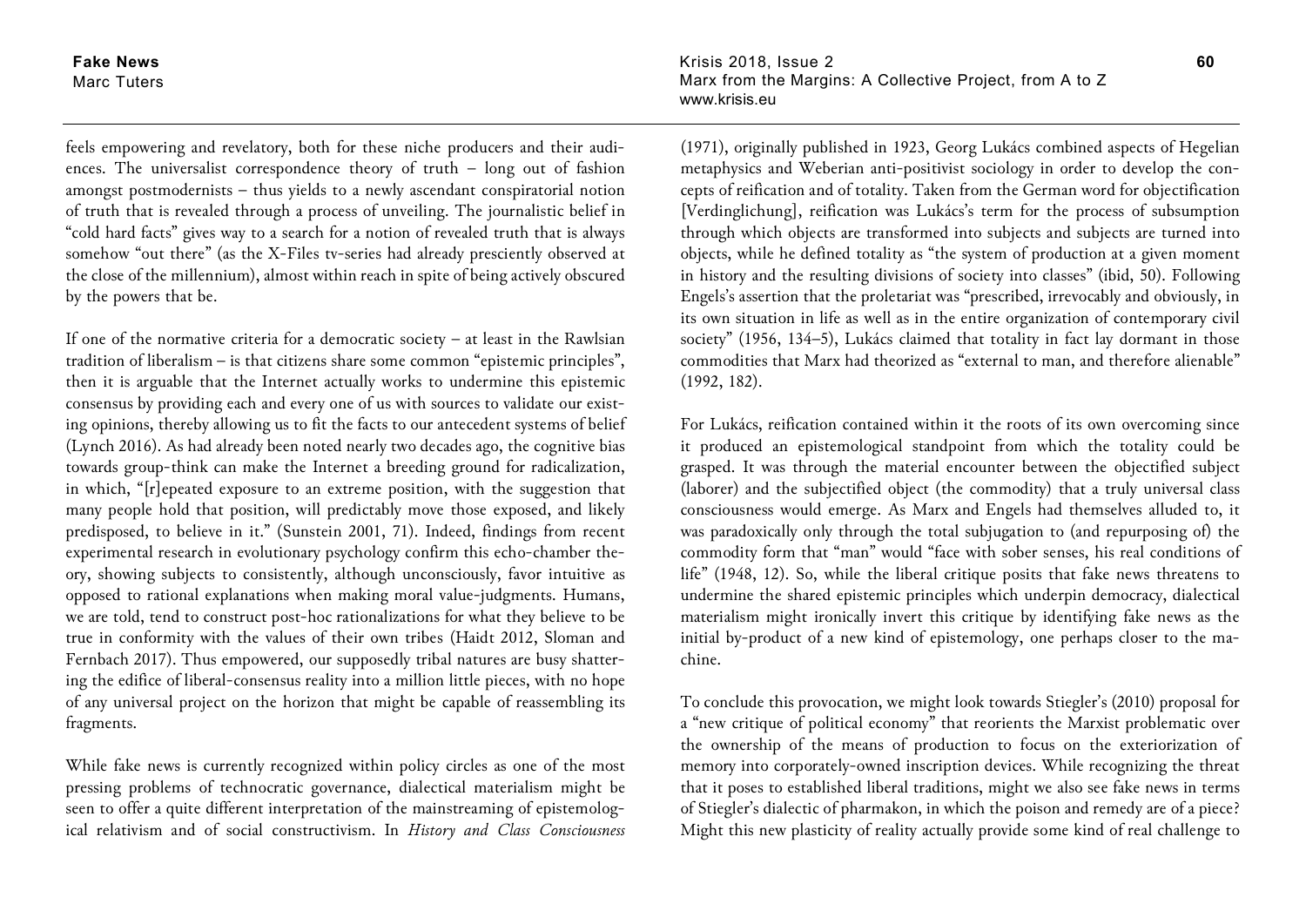feels empowering and revelatory, both for these niche producers and their audiences. The universalist correspondence theory of truth – long out of fashion amongst postmodernists – thus yields to a newly ascendant conspiratorial notion of truth that is revealed through a process of unveiling. The journalistic belief in "cold hard facts" gives way to a search for a notion of revealed truth that is always somehow "out there" (as the X-Files tv-series had already presciently observed at the close of the millennium), almost within reach in spite of being actively obscured by the powers that be.

If one of the normative criteria for a democratic society – at least in the Rawlsian tradition of liberalism – is that citizens share some common "epistemic principles", then it is arguable that the Internet actually works to undermine this epistemic consensus by providing each and every one of us with sources to validate our existing opinions, thereby allowing us to fit the facts to our antecedent systems of belief (Lynch 2016). As had already been noted nearly two decades ago, the cognitive bias towards group-think can make the Internet a breeding ground for radicalization, in which, "[r]epeated exposure to an extreme position, with the suggestion that many people hold that position, will predictably move those exposed, and likely predisposed, to believe in it." (Sunstein 2001, 71). Indeed, findings from recent experimental research in evolutionary psychology confirm this echo-chamber theory, showing subjects to consistently, although unconsciously, favor intuitive as opposed to rational explanations when making moral value-judgments. Humans, we are told, tend to construct post-hoc rationalizations for what they believe to be true in conformity with the values of their own tribes (Haidt 2012, Sloman and Fernbach 2017). Thus empowered, our supposedly tribal natures are busy shattering the edifice of liberal-consensus reality into a million little pieces, with no hope of any universal project on the horizon that might be capable of reassembling its fragments.

While fake news is currently recognized within policy circles as one of the most pressing problems of technocratic governance, dialectical materialism might be seen to offer a quite different interpretation of the mainstreaming of epistemological relativism and of social constructivism. In *History and Class Consciousness* (1971), originally published in 1923, Georg Lukács combined aspects of Hegelian metaphysics and Weberian anti-positivist sociology in order to develop the concepts of reification and of totality. Taken from the German word for objectification [Verdinglichung], reification was Lukács's term for the process of subsumption through which objects are transformed into subjects and subjects are turned into objects, while he defined totality as "the system of production at a given moment in history and the resulting divisions of society into classes" (ibid, 50). Following Engels's assertion that the proletariat was "prescribed, irrevocably and obviously, in its own situation in life as well as in the entire organization of contemporary civil society" (1956, 134–5), Lukács claimed that totality in fact lay dormant in those commodities that Marx had theorized as "external to man, and therefore alienable" (1992, 182).

For Lukács, reification contained within it the roots of its own overcoming since it produced an epistemological standpoint from which the totality could be grasped. It was through the material encounter between the objectified subject (laborer) and the subjectified object (the commodity) that a truly universal class consciousness would emerge. As Marx and Engels had themselves alluded to, it was paradoxically only through the total subjugation to (and repurposing of) the commodity form that "man" would "face with sober senses, his real conditions of life" (1948, 12). So, while the liberal critique posits that fake news threatens to undermine the shared epistemic principles which underpin democracy, dialectical materialism might ironically invert this critique by identifying fake news as the initial by-product of a new kind of epistemology, one perhaps closer to the machine.

To conclude this provocation, we might look towards Stiegler's (2010) proposal for a "new critique of political economy" that reorients the Marxist problematic over the ownership of the means of production to focus on the exteriorization of memory into corporately-owned inscription devices. While recognizing the threat that it poses to established liberal traditions, might we also see fake news in terms of Stiegler's dialectic of pharmakon, in which the poison and remedy are of a piece? Might this new plasticity of reality actually provide some kind of real challenge to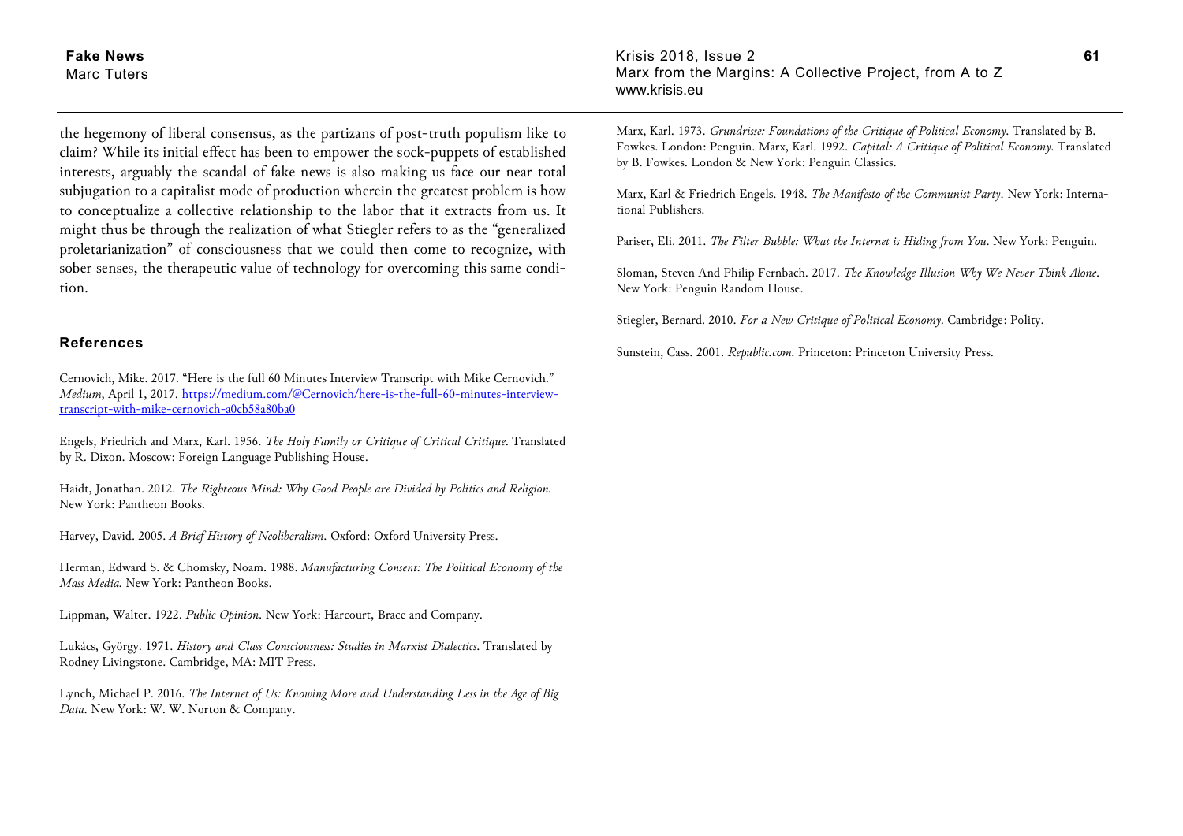the hegemony of liberal consensus, as the partizans of post-truth populism like to claim? While its initial effect has been to empower the sock-puppets of established interests, arguably the scandal of fake news is also making us face our near total subjugation to a capitalist mode of production wherein the greatest problem is how to conceptualize a collective relationship to the labor that it extracts from us. It might thus be through the realization of what Stiegler refers to as the "generalized proletarianization" of consciousness that we could then come to recognize, with sober senses, the therapeutic value of technology for overcoming this same condition.

## References

Cernovich, Mike. 2017. "Here is the full 60 Minutes Interview Transcript with Mike Cernovich." *Medium*, April 1, 2017. https://medium.com/@Cernovich/here-is-the-full-60-minutes-interview-transcript-with-mike-cernovich-a0cb58a80ba0

Engels, Friedrich and Marx, Karl. 1956. *The Holy Family or Critique of Critical Critique*. Translated by R. Dixon. Moscow: Foreign Language Publishing House.

Haidt, Jonathan. 2012. *The Righteous Mind: Why Good People are Divided by Politics and Religion*. New York: Pantheon Books.

Harvey, David. 2005. *A Brief History of Neoliberalism*. Oxford: Oxford University Press.

Herman, Edward S. & Chomsky, Noam. 1988. *Manufacturing Consent: The Political Economy of the Mass Media*. New York: Pantheon Books.

Lippman, Walter. 1922. *Public Opinion*. New York: Harcourt, Brace and Company.

Lukács, György. 1971. *History and Class Consciousness: Studies in Marxist Dialectics*. Translated by Rodney Livingstone. Cambridge, MA: MIT Press.

Lynch, Michael P. 2016. *The Internet of Us: Knowing More and Understanding Less in the Age of Big Data*. New York: W. W. Norton & Company.

Marx, Karl. 1973. *Grundrisse: Foundations of the Critique of Political Economy*. Translated by B. Fowkes. London: Penguin. Marx, Karl. 1992. *Capital: A Critique of Political Economy*. Translated by B. Fowkes. London & New York: Penguin Classics.

Marx, Karl & Friedrich Engels. 1948. *The Manifesto of the Communist Party*. New York: International Publishers.

Pariser, Eli. 2011. *The Filter Bubble: What the Internet is Hiding from You*. New York: Penguin.

Sloman, Steven And Philip Fernbach. 2017. *The Knowledge Illusion Why We Never Think Alone*. New York: Penguin Random House.

Stiegler, Bernard. 2010. *For a New Critique of Political Economy*. Cambridge: Polity.

Sunstein, Cass. 2001. *Republic.com*. Princeton: Princeton University Press.